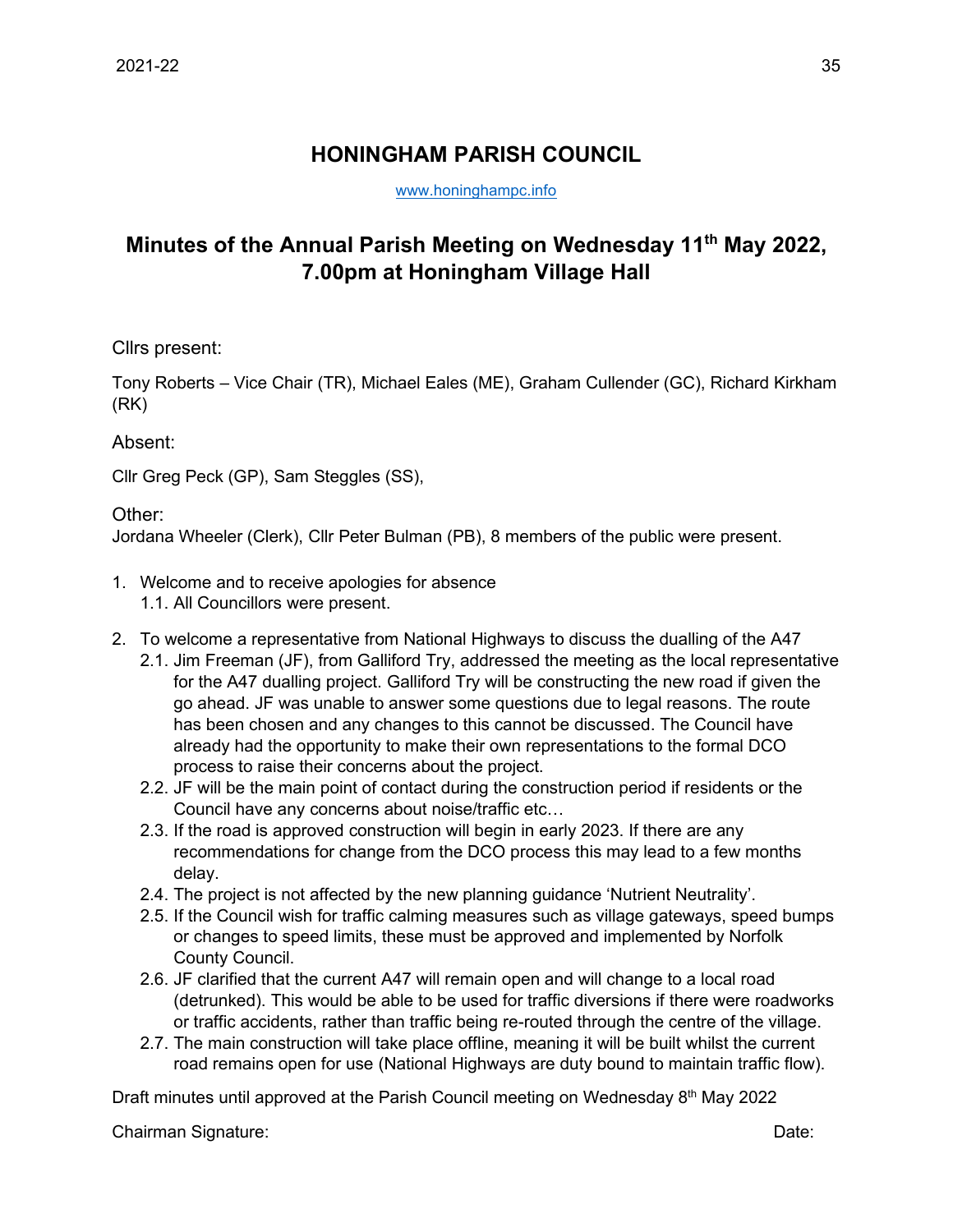# HONINGHAM PARISH COUNCIL

www.honinghampc.info

## Minutes of the Annual Parish Meeting on Wednesday 11th May 2022, 7.00pm at Honingham Village Hall

Cllrs present:

Tony Roberts – Vice Chair (TR), Michael Eales (ME), Graham Cullender (GC), Richard Kirkham (RK)

Absent:

Cllr Greg Peck (GP), Sam Steggles (SS),

Other:

Jordana Wheeler (Clerk), Cllr Peter Bulman (PB), 8 members of the public were present.

1. Welcome and to receive apologies for absence
   1.1. All Councillors were present.
2. To welcome a representative from National Highways to discuss the dualling of the A47
   2.1. Jim Freeman (JF), from Galliford Try, addressed the meeting as the local representative for the A47 dualling project. Galliford Try will be constructing the new road if given the go ahead. JF was unable to answer some questions due to legal reasons. The route has been chosen and any changes to this cannot be discussed. The Council have already had the opportunity to make their own representations to the formal DCO process to raise their concerns about the project.
   2.2. JF will be the main point of contact during the construction period if residents or the Council have any concerns about noise/traffic etc…
   2.3. If the road is approved construction will begin in early 2023. If there are any recommendations for change from the DCO process this may lead to a few months delay.
   2.4. The project is not affected by the new planning guidance 'Nutrient Neutrality'.
   2.5. If the Council wish for traffic calming measures such as village gateways, speed bumps or changes to speed limits, these must be approved and implemented by Norfolk County Council.
   2.6. JF clarified that the current A47 will remain open and will change to a local road (detrunked). This would be able to be used for traffic diversions if there were roadworks or traffic accidents, rather than traffic being re-routed through the centre of the village.
   2.7. The main construction will take place offline, meaning it will be built whilst the current road remains open for use (National Highways are duty bound to maintain traffic flow).

Draft minutes until approved at the Parish Council meeting on Wednesday 8th May 2022

Chairman Signature: Date: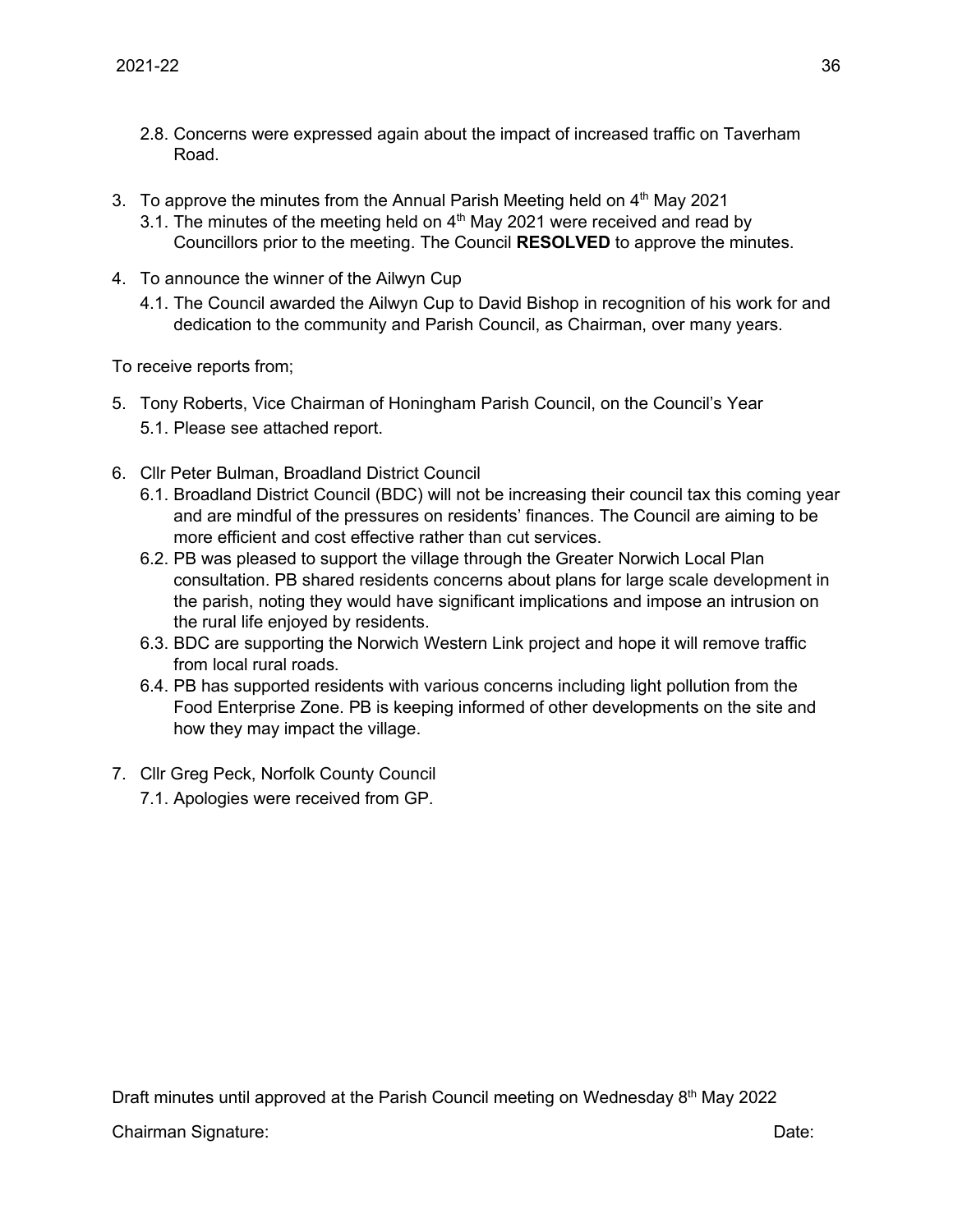2.8. Concerns were expressed again about the impact of increased traffic on Taverham Road.

3. To approve the minutes from the Annual Parish Meeting held on 4th May 2021
   3.1. The minutes of the meeting held on 4th May 2021 were received and read by Councillors prior to the meeting. The Council **RESOLVED** to approve the minutes.

4. To announce the winner of the Ailwyn Cup
   4.1. The Council awarded the Ailwyn Cup to David Bishop in recognition of his work for and dedication to the community and Parish Council, as Chairman, over many years.

To receive reports from;

5. Tony Roberts, Vice Chairman of Honingham Parish Council, on the Council's Year
   5.1. Please see attached report.

6. Cllr Peter Bulman, Broadland District Council
   6.1. Broadland District Council (BDC) will not be increasing their council tax this coming year and are mindful of the pressures on residents' finances. The Council are aiming to be more efficient and cost effective rather than cut services.
   6.2. PB was pleased to support the village through the Greater Norwich Local Plan consultation. PB shared residents concerns about plans for large scale development in the parish, noting they would have significant implications and impose an intrusion on the rural life enjoyed by residents.
   6.3. BDC are supporting the Norwich Western Link project and hope it will remove traffic from local rural roads.
   6.4. PB has supported residents with various concerns including light pollution from the Food Enterprise Zone. PB is keeping informed of other developments on the site and how they may impact the village.

7. Cllr Greg Peck, Norfolk County Council
   7.1. Apologies were received from GP.

Draft minutes until approved at the Parish Council meeting on Wednesday 8th May 2022

Chairman Signature: Date: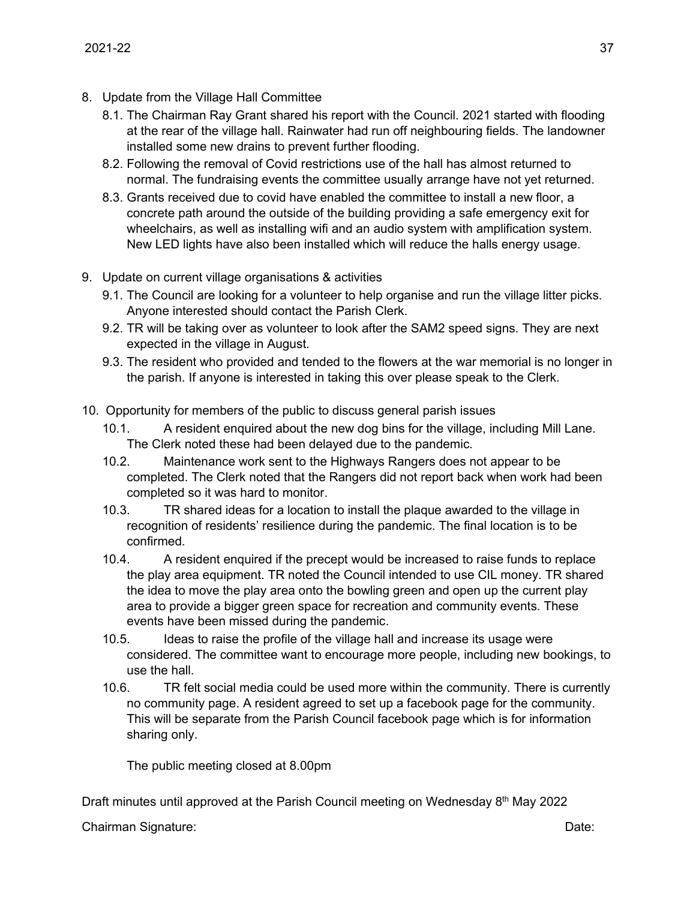8. Update from the Village Hall Committee
   8.1. The Chairman Ray Grant shared his report with the Council. 2021 started with flooding at the rear of the village hall. Rainwater had run off neighbouring fields. The landowner installed some new drains to prevent further flooding.
   8.2. Following the removal of Covid restrictions use of the hall has almost returned to normal. The fundraising events the committee usually arrange have not yet returned.
   8.3. Grants received due to covid have enabled the committee to install a new floor, a concrete path around the outside of the building providing a safe emergency exit for wheelchairs, as well as installing wifi and an audio system with amplification system. New LED lights have also been installed which will reduce the halls energy usage.

9. Update on current village organisations & activities
   9.1. The Council are looking for a volunteer to help organise and run the village litter picks. Anyone interested should contact the Parish Clerk.
   9.2. TR will be taking over as volunteer to look after the SAM2 speed signs. They are next expected in the village in August.
   9.3. The resident who provided and tended to the flowers at the war memorial is no longer in the parish. If anyone is interested in taking this over please speak to the Clerk.

10. Opportunity for members of the public to discuss general parish issues
    10.1. A resident enquired about the new dog bins for the village, including Mill Lane. The Clerk noted these had been delayed due to the pandemic.
    10.2. Maintenance work sent to the Highways Rangers does not appear to be completed. The Clerk noted that the Rangers did not report back when work had been completed so it was hard to monitor.
    10.3. TR shared ideas for a location to install the plaque awarded to the village in recognition of residents' resilience during the pandemic. The final location is to be confirmed.
    10.4. A resident enquired if the precept would be increased to raise funds to replace the play area equipment. TR noted the Council intended to use CIL money. TR shared the idea to move the play area onto the bowling green and open up the current play area to provide a bigger green space for recreation and community events. These events have been missed during the pandemic.
    10.5. Ideas to raise the profile of the village hall and increase its usage were considered. The committee want to encourage more people, including new bookings, to use the hall.
    10.6. TR felt social media could be used more within the community. There is currently no community page. A resident agreed to set up a facebook page for the community. This will be separate from the Parish Council facebook page which is for information sharing only.

The public meeting closed at 8.00pm

Draft minutes until approved at the Parish Council meeting on Wednesday 8th May 2022

Chairman Signature: Date: